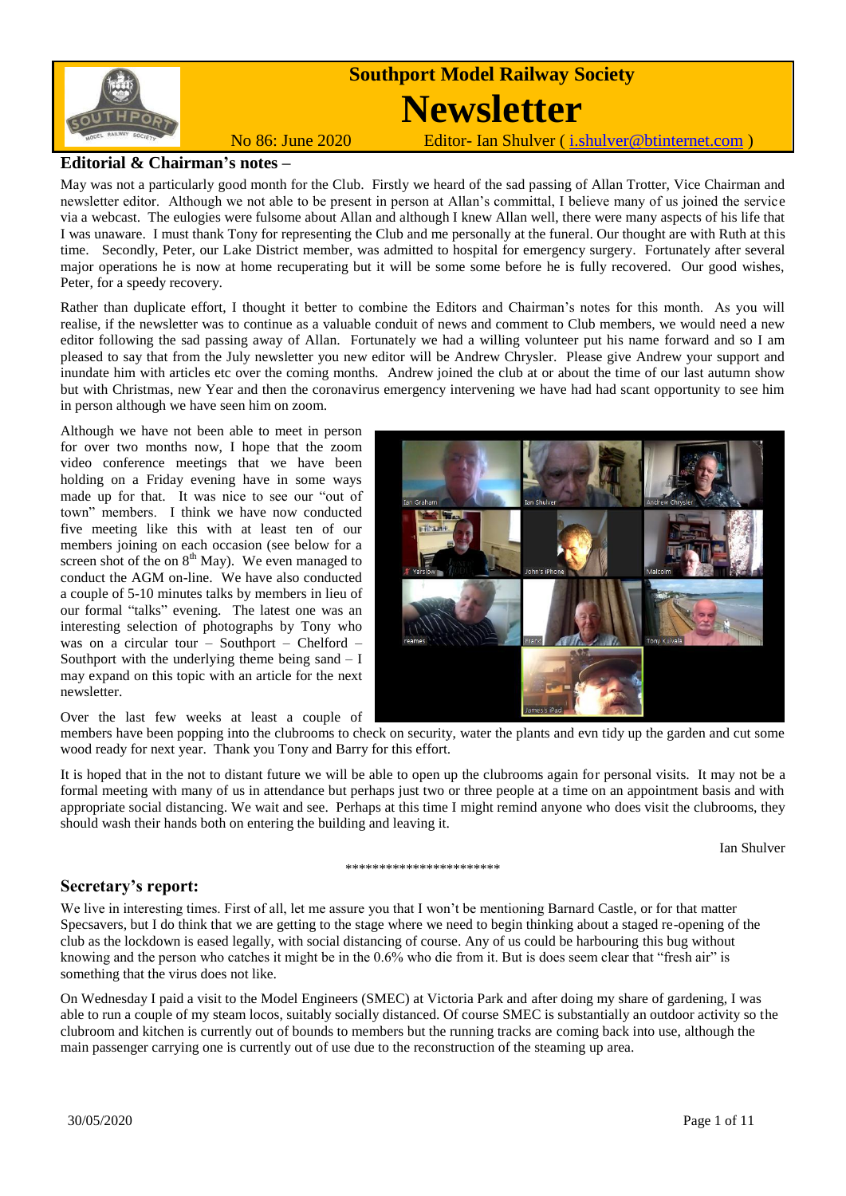# Southport Model Railway Society

# Newsletter

No 86: June 2020 Editor- Ian Shulver ( i.shulver@btinternet.com )

## Editorial & Chairman's notes –

May was not a particularly good month for the Club. Firstly we heard of the sad passing of Allan Trotter, Vice Chairman and newsletter editor. Although we not able to be present in person at Allan's committal, I believe many of us joined the service via a webcast. The eulogies were fulsome about Allan and although I knew Allan well, there were many aspects of his life that I was unaware. I must thank Tony for representing the Club and me personally at the funeral. Our thought are with Ruth at this time. Secondly, Peter, our Lake District member, was admitted to hospital for emergency surgery. Fortunately after several major operations he is now at home recuperating but it will be some some before he is fully recovered. Our good wishes, Peter, for a speedy recovery.

Rather than duplicate effort, I thought it better to combine the Editors and Chairman's notes for this month. As you will realise, if the newsletter was to continue as a valuable conduit of news and comment to Club members, we would need a new editor following the sad passing away of Allan. Fortunately we had a willing volunteer put his name forward and so I am pleased to say that from the July newsletter you new editor will be Andrew Chrysler. Please give Andrew your support and inundate him with articles etc over the coming months. Andrew joined the club at or about the time of our last autumn show but with Christmas, new Year and then the coronavirus emergency intervening we have had had scant opportunity to see him in person although we have seen him on zoom.

Although we have not been able to meet in person for over two months now, I hope that the zoom video conference meetings that we have been holding on a Friday evening have in some ways made up for that. It was nice to see our "out of town" members. I think we have now conducted five meeting like this with at least ten of our members joining on each occasion (see below for a screen shot of the on 8th May). We even managed to conduct the AGM on-line. We have also conducted a couple of 5-10 minutes talks by members in lieu of our formal "talks" evening. The latest one was an interesting selection of photographs by Tony who was on a circular tour – Southport – Chelford – Southport with the underlying theme being sand – I may expand on this topic with an article for the next newsletter.

Over the last few weeks at least a couple of members have been popping into the clubrooms to check on security, water the plants and evn tidy up the garden and cut some wood ready for next year. Thank you Tony and Barry for this effort.

It is hoped that in the not to distant future we will be able to open up the clubrooms again for personal visits. It may not be a formal meeting with many of us in attendance but perhaps just two or three people at a time on an appointment basis and with appropriate social distancing. We wait and see. Perhaps at this time I might remind anyone who does visit the clubrooms, they should wash their hands both on entering the building and leaving it.

Ian Shulver

\*\*\*\*\*\*\*\*\*\*\*\*\*\*\*\*\*\*\*\*\*\*\*

## Secretary's report:

We live in interesting times. First of all, let me assure you that I won't be mentioning Barnard Castle, or for that matter Specsavers, but I do think that we are getting to the stage where we need to begin thinking about a staged re-opening of the club as the lockdown is eased legally, with social distancing of course. Any of us could be harbouring this bug without knowing and the person who catches it might be in the 0.6% who die from it. But is does seem clear that "fresh air" is something that the virus does not like.

On Wednesday I paid a visit to the Model Engineers (SMEC) at Victoria Park and after doing my share of gardening, I was able to run a couple of my steam locos, suitably socially distanced. Of course SMEC is substantially an outdoor activity so the clubroom and kitchen is currently out of bounds to members but the running tracks are coming back into use, although the main passenger carrying one is currently out of use due to the reconstruction of the steaming up area.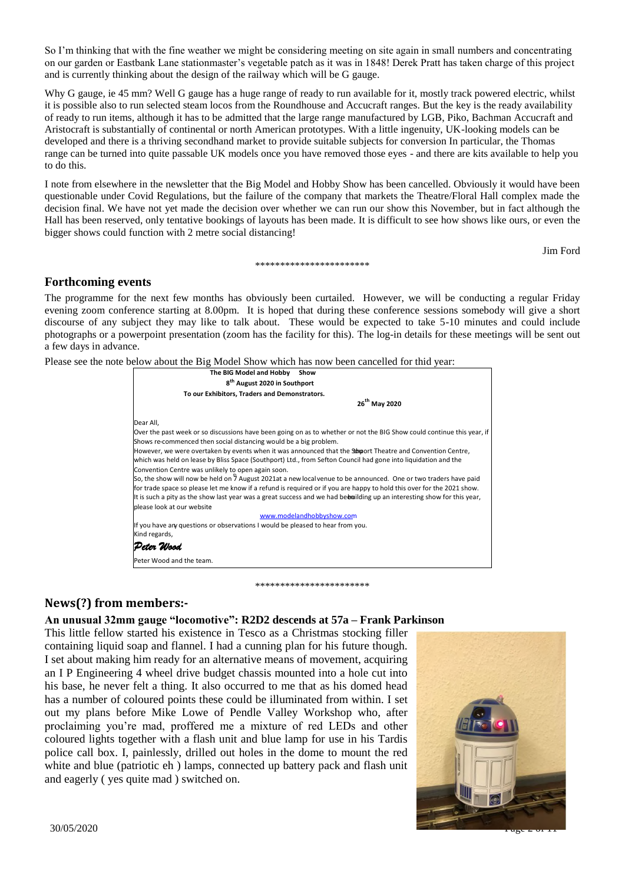So I'm thinking that with the fine weather we might be considering meeting on site again in small numbers and concentrating on our garden or Eastbank Lane stationmaster's vegetable patch as it was in 1848! Derek Pratt has taken charge of this project and is currently thinking about the design of the railway which will be G gauge.

Why G gauge, ie 45 mm? Well G gauge has a huge range of ready to run available for it, mostly track powered electric, whilst it is possible also to run selected steam locos from the Roundhouse and Accucraft ranges. But the key is the ready availability of ready to run items, although it has to be admitted that the large range manufactured by LGB, Piko, Bachman Accucraft and Aristocraft is substantially of continental or north American prototypes. With a little ingenuity, UK-looking models can be developed and there is a thriving secondhand market to provide suitable subjects for conversion In particular, the Thomas range can be turned into quite passable UK models once you have removed those eyes - and there are kits available to help you to do this.

I note from elsewhere in the newsletter that the Big Model and Hobby Show has been cancelled. Obviously it would have been questionable under Covid Regulations, but the failure of the company that markets the Theatre/Floral Hall complex made the decision final. We have not yet made the decision over whether we can run our show this November, but in fact although the Hall has been reserved, only tentative bookings of layouts has been made. It is difficult to see how shows like ours, or even the bigger shows could function with 2 metre social distancing!

Jim Ford

\*\*\*\*\*\*\*\*\*\*\*\*\*\*\*\*\*\*\*\*\*\*\*

## Forthcoming events

The programme for the next few months has obviously been curtailed. However, we will be conducting a regular Friday evening zoom conference starting at 8.00pm. It is hoped that during these conference sessions somebody will give a short discourse of any subject they may like to talk about. These would be expected to take 5-10 minutes and could include photographs or a powerpoint presentation (zoom has the facility for this). The log-in details for these meetings will be sent out a few days in advance.

Please see the note below about the Big Model Show which has now been cancelled for thid year:

> **The BIG Model and Hobby Show**
> **8th August 2020 in Southport**
> **To our Exhibitors, Traders and Demonstrators.**
>
> **26th May 2020**
>
> Dear All,
>
> Over the past week or so discussions have been going on as to whether or not the BIG Show could continue this year, if Shows re-commenced then social distancing would be a big problem.
>
> However, we were overtaken by events when it was announced that the Southport Theatre and Convention Centre, which was held on lease by Bliss Space (Southport) Ltd., from Sefton Council had gone into liquidation and the Convention Centre was unlikely to open again soon.
>
> So, the show will now be held on 7th August 2021at a new local venue to be announced. One or two traders have paid for trade space so please let me know if a refund is required or if you are happy to hold this over for the 2021 show.
>
> It is such a pity as the show last year was a great success and we had been building up an interesting show for this year, please look at our website
>
> www.modelandhobbyshow.com
>
> If you have any questions or observations I would be pleased to hear from you.
>
> Kind regards,
>
> *Peter Wood*
>
> Peter Wood and the team.

\*\*\*\*\*\*\*\*\*\*\*\*\*\*\*\*\*\*\*\*\*\*\*

## News(?) from members:-

### An unusual 32mm gauge "locomotive": R2D2 descends at 57a – Frank Parkinson

This little fellow started his existence in Tesco as a Christmas stocking filler containing liquid soap and flannel. I had a cunning plan for his future though. I set about making him ready for an alternative means of movement, acquiring an I P Engineering 4 wheel drive budget chassis mounted into a hole cut into his base, he never felt a thing. It also occurred to me that as his domed head has a number of coloured points these could be illuminated from within. I set out my plans before Mike Lowe of Pendle Valley Workshop who, after proclaiming you're mad, proffered me a mixture of red LEDs and other coloured lights together with a flash unit and blue lamp for use in his Tardis police call box. I, painlessly, drilled out holes in the dome to mount the red white and blue (patriotic eh ) lamps, connected up battery pack and flash unit and eagerly ( yes quite mad ) switched on.

30/05/2020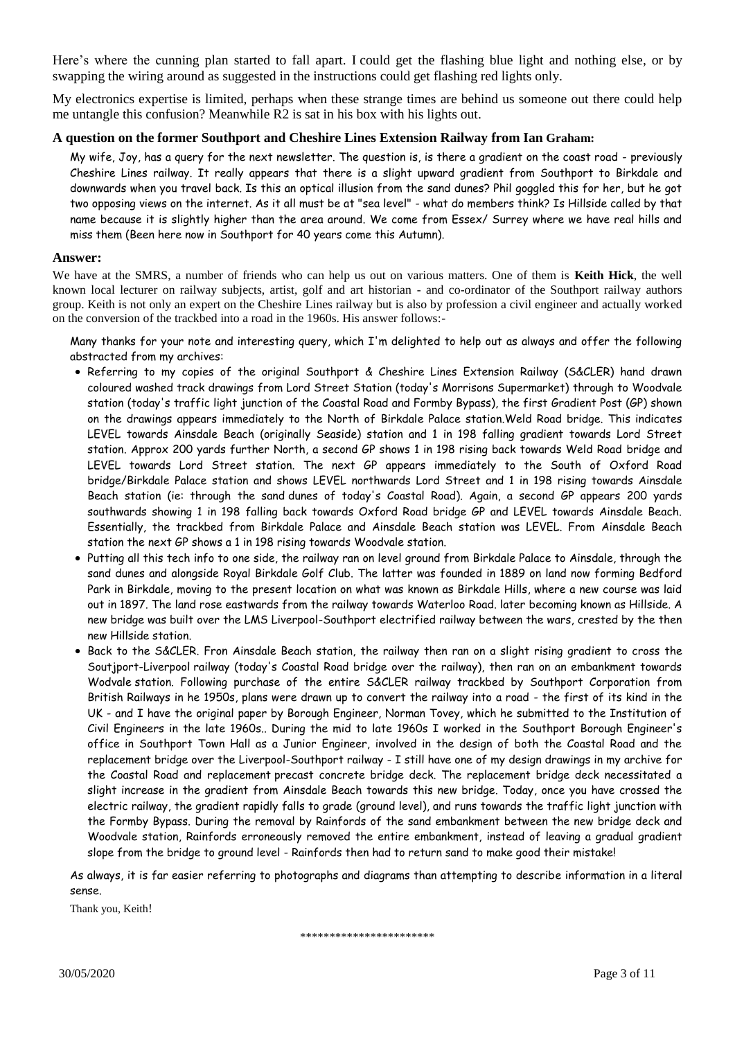Here's where the cunning plan started to fall apart. I could get the flashing blue light and nothing else, or by swapping the wiring around as suggested in the instructions could get flashing red lights only.

My electronics expertise is limited, perhaps when these strange times are behind us someone out there could help me untangle this confusion? Meanwhile R2 is sat in his box with his lights out.

### A question on the former Southport and Cheshire Lines Extension Railway from Ian Graham:

My wife, Joy, has a query for the next newsletter. The question is, is there a gradient on the coast road - previously Cheshire Lines railway. It really appears that there is a slight upward gradient from Southport to Birkdale and downwards when you travel back. Is this an optical illusion from the sand dunes? Phil goggled this for her, but he got two opposing views on the internet. As it all must be at "sea level" - what do members think? Is Hillside called by that name because it is slightly higher than the area around. We come from Essex/ Surrey where we have real hills and miss them (Been here now in Southport for 40 years come this Autumn).

### Answer:

We have at the SMRS, a number of friends who can help us out on various matters. One of them is **Keith Hick**, the well known local lecturer on railway subjects, artist, golf and art historian - and co-ordinator of the Southport railway authors group. Keith is not only an expert on the Cheshire Lines railway but is also by profession a civil engineer and actually worked on the conversion of the trackbed into a road in the 1960s. His answer follows:-

Many thanks for your note and interesting query, which I'm delighted to help out as always and offer the following abstracted from my archives:

- Referring to my copies of the original Southport & Cheshire Lines Extension Railway (S&CLER) hand drawn coloured washed track drawings from Lord Street Station (today's Morrisons Supermarket) through to Woodvale station (today's traffic light junction of the Coastal Road and Formby Bypass), the first Gradient Post (GP) shown on the drawings appears immediately to the North of Birkdale Palace station.Weld Road bridge. This indicates LEVEL towards Ainsdale Beach (originally Seaside) station and 1 in 198 falling gradient towards Lord Street station. Approx 200 yards further North, a second GP shows 1 in 198 rising back towards Weld Road bridge and LEVEL towards Lord Street station. The next GP appears immediately to the South of Oxford Road bridge/Birkdale Palace station and shows LEVEL northwards Lord Street and 1 in 198 rising towards Ainsdale Beach station (ie: through the sand dunes of today's Coastal Road). Again, a second GP appears 200 yards southwards showing 1 in 198 falling back towards Oxford Road bridge GP and LEVEL towards Ainsdale Beach. Essentially, the trackbed from Birkdale Palace and Ainsdale Beach station was LEVEL. From Ainsdale Beach station the next GP shows a 1 in 198 rising towards Woodvale station.
- Putting all this tech info to one side, the railway ran on level ground from Birkdale Palace to Ainsdale, through the sand dunes and alongside Royal Birkdale Golf Club. The latter was founded in 1889 on land now forming Bedford Park in Birkdale, moving to the present location on what was known as Birkdale Hills, where a new course was laid out in 1897. The land rose eastwards from the railway towards Waterloo Road. later becoming known as Hillside. A new bridge was built over the LMS Liverpool-Southport electrified railway between the wars, crested by the then new Hillside station.
- Back to the S&CLER. Fron Ainsdale Beach station, the railway then ran on a slight rising gradient to cross the Soutjport-Liverpool railway (today's Coastal Road bridge over the railway), then ran on an embankment towards Wodvale station. Following purchase of the entire S&CLER railway trackbed by Southport Corporation from British Railways in he 1950s, plans were drawn up to convert the railway into a road - the first of its kind in the UK - and I have the original paper by Borough Engineer, Norman Tovey, which he submitted to the Institution of Civil Engineers in the late 1960s.. During the mid to late 1960s I worked in the Southport Borough Engineer's office in Southport Town Hall as a Junior Engineer, involved in the design of both the Coastal Road and the replacement bridge over the Liverpool-Southport railway - I still have one of my design drawings in my archive for the Coastal Road and replacement precast concrete bridge deck. The replacement bridge deck necessitated a slight increase in the gradient from Ainsdale Beach towards this new bridge. Today, once you have crossed the electric railway, the gradient rapidly falls to grade (ground level), and runs towards the traffic light junction with the Formby Bypass. During the removal by Rainfords of the sand embankment between the new bridge deck and Woodvale station, Rainfords erroneously removed the entire embankment, instead of leaving a gradual gradient slope from the bridge to ground level - Rainfords then had to return sand to make good their mistake!

As always, it is far easier referring to photographs and diagrams than attempting to describe information in a literal sense.

Thank you, Keith!

\*\*\*\*\*\*\*\*\*\*\*\*\*\*\*\*\*\*\*\*\*\*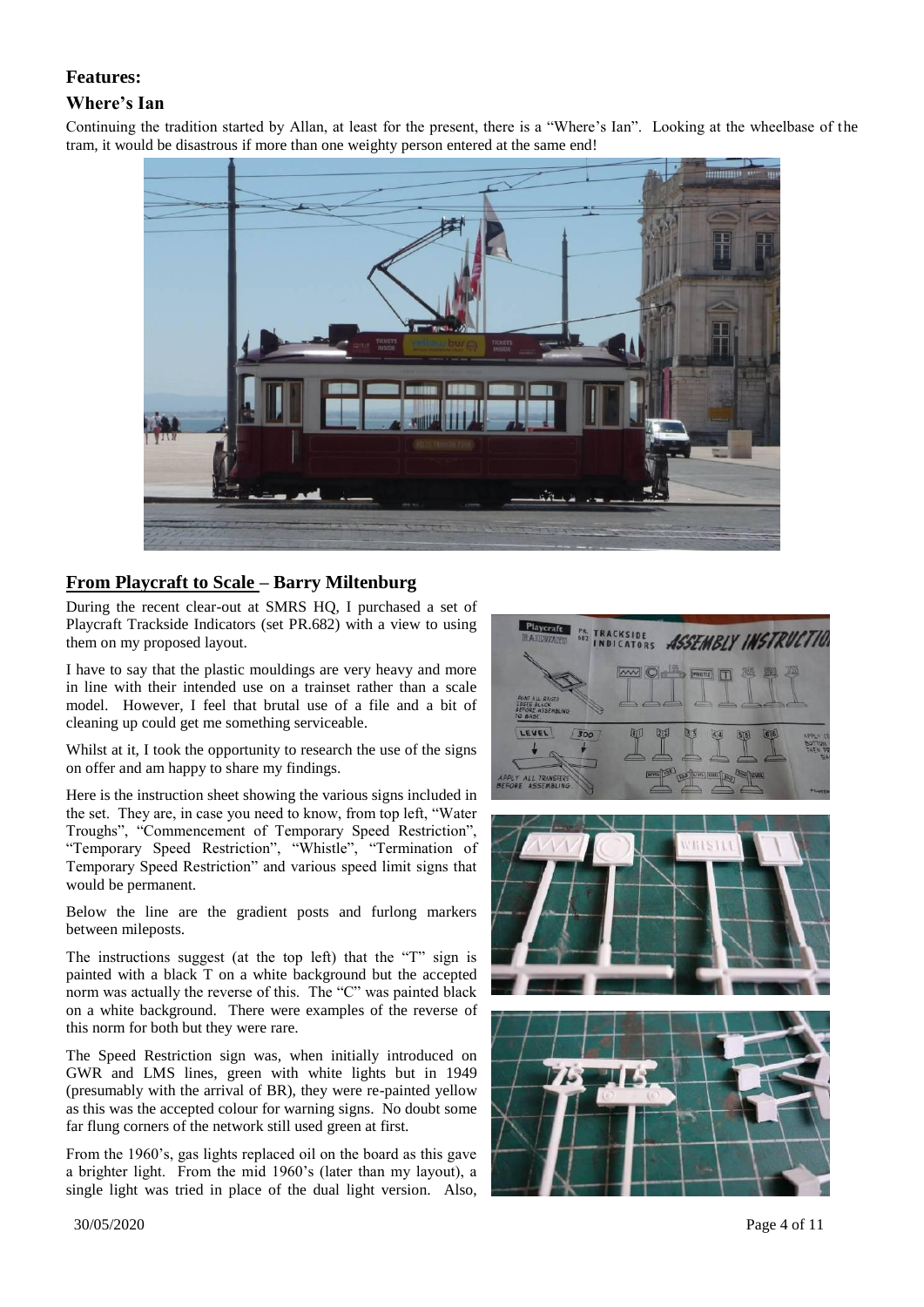## Features:

### Where's Ian

Continuing the tradition started by Allan, at least for the present, there is a "Where's Ian". Looking at the wheelbase of the tram, it would be disastrous if more than one weighty person entered at the same end!

### From Playcraft to Scale – Barry Miltenburg

During the recent clear-out at SMRS HQ, I purchased a set of Playcraft Trackside Indicators (set PR.682) with a view to using them on my proposed layout.

I have to say that the plastic mouldings are very heavy and more in line with their intended use on a trainset rather than a scale model. However, I feel that brutal use of a file and a bit of cleaning up could get me something serviceable.

Whilst at it, I took the opportunity to research the use of the signs on offer and am happy to share my findings.

Here is the instruction sheet showing the various signs included in the set. They are, in case you need to know, from top left, "Water Troughs", "Commencement of Temporary Speed Restriction", "Temporary Speed Restriction", "Whistle", "Termination of Temporary Speed Restriction" and various speed limit signs that would be permanent.

Below the line are the gradient posts and furlong markers between mileposts.

The instructions suggest (at the top left) that the "T" sign is painted with a black T on a white background but the accepted norm was actually the reverse of this. The "C" was painted black on a white background. There were examples of the reverse of this norm for both but they were rare.

The Speed Restriction sign was, when initially introduced on GWR and LMS lines, green with white lights but in 1949 (presumably with the arrival of BR), they were re-painted yellow as this was the accepted colour for warning signs. No doubt some far flung corners of the network still used green at first.

From the 1960's, gas lights replaced oil on the board as this gave a brighter light. From the mid 1960's (later than my layout), a single light was tried in place of the dual light version. Also,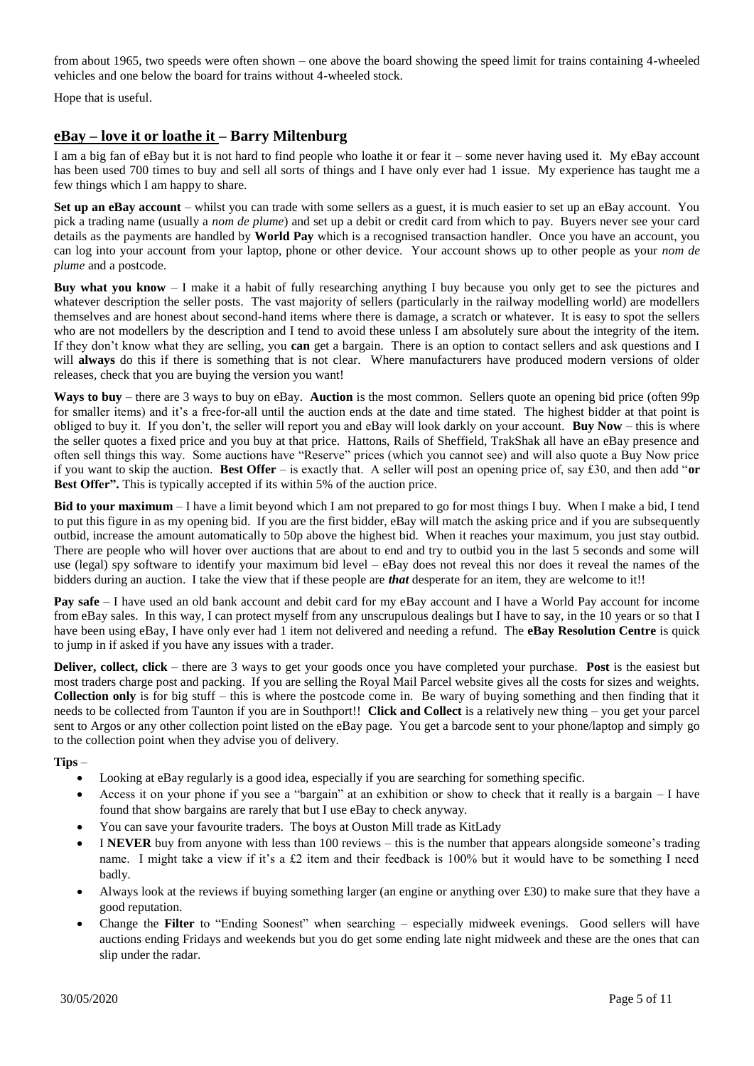from about 1965, two speeds were often shown – one above the board showing the speed limit for trains containing 4-wheeled vehicles and one below the board for trains without 4-wheeled stock.

Hope that is useful.

## eBay – love it or loathe it – Barry Miltenburg

I am a big fan of eBay but it is not hard to find people who loathe it or fear it – some never having used it. My eBay account has been used 700 times to buy and sell all sorts of things and I have only ever had 1 issue. My experience has taught me a few things which I am happy to share.

**Set up an eBay account** – whilst you can trade with some sellers as a guest, it is much easier to set up an eBay account. You pick a trading name (usually a *nom de plume*) and set up a debit or credit card from which to pay. Buyers never see your card details as the payments are handled by **World Pay** which is a recognised transaction handler. Once you have an account, you can log into your account from your laptop, phone or other device. Your account shows up to other people as your *nom de plume* and a postcode.

**Buy what you know** – I make it a habit of fully researching anything I buy because you only get to see the pictures and whatever description the seller posts. The vast majority of sellers (particularly in the railway modelling world) are modellers themselves and are honest about second-hand items where there is damage, a scratch or whatever. It is easy to spot the sellers who are not modellers by the description and I tend to avoid these unless I am absolutely sure about the integrity of the item. If they don't know what they are selling, you **can** get a bargain. There is an option to contact sellers and ask questions and I will **always** do this if there is something that is not clear. Where manufacturers have produced modern versions of older releases, check that you are buying the version you want!

**Ways to buy** – there are 3 ways to buy on eBay. **Auction** is the most common. Sellers quote an opening bid price (often 99p for smaller items) and it's a free-for-all until the auction ends at the date and time stated. The highest bidder at that point is obliged to buy it. If you don't, the seller will report you and eBay will look darkly on your account. **Buy Now** – this is where the seller quotes a fixed price and you buy at that price. Hattons, Rails of Sheffield, TrakShak all have an eBay presence and often sell things this way. Some auctions have "Reserve" prices (which you cannot see) and will also quote a Buy Now price if you want to skip the auction. **Best Offer** – is exactly that. A seller will post an opening price of, say £30, and then add "**or Best Offer".** This is typically accepted if its within 5% of the auction price.

**Bid to your maximum** – I have a limit beyond which I am not prepared to go for most things I buy. When I make a bid, I tend to put this figure in as my opening bid. If you are the first bidder, eBay will match the asking price and if you are subsequently outbid, increase the amount automatically to 50p above the highest bid. When it reaches your maximum, you just stay outbid. There are people who will hover over auctions that are about to end and try to outbid you in the last 5 seconds and some will use (legal) spy software to identify your maximum bid level – eBay does not reveal this nor does it reveal the names of the bidders during an auction. I take the view that if these people are ***that*** desperate for an item, they are welcome to it!!

**Pay safe** – I have used an old bank account and debit card for my eBay account and I have a World Pay account for income from eBay sales. In this way, I can protect myself from any unscrupulous dealings but I have to say, in the 10 years or so that I have been using eBay, I have only ever had 1 item not delivered and needing a refund. The **eBay Resolution Centre** is quick to jump in if asked if you have any issues with a trader.

**Deliver, collect, click** – there are 3 ways to get your goods once you have completed your purchase. **Post** is the easiest but most traders charge post and packing. If you are selling the Royal Mail Parcel website gives all the costs for sizes and weights. **Collection only** is for big stuff – this is where the postcode come in. Be wary of buying something and then finding that it needs to be collected from Taunton if you are in Southport!! **Click and Collect** is a relatively new thing – you get your parcel sent to Argos or any other collection point listed on the eBay page. You get a barcode sent to your phone/laptop and simply go to the collection point when they advise you of delivery.

**Tips** –

- Looking at eBay regularly is a good idea, especially if you are searching for something specific.
- Access it on your phone if you see a "bargain" at an exhibition or show to check that it really is a bargain – I have found that show bargains are rarely that but I use eBay to check anyway.
- You can save your favourite traders. The boys at Ouston Mill trade as KitLady
- I **NEVER** buy from anyone with less than 100 reviews – this is the number that appears alongside someone's trading name. I might take a view if it's a £2 item and their feedback is 100% but it would have to be something I need badly.
- Always look at the reviews if buying something larger (an engine or anything over £30) to make sure that they have a good reputation.
- Change the **Filter** to "Ending Soonest" when searching – especially midweek evenings. Good sellers will have auctions ending Fridays and weekends but you do get some ending late night midweek and these are the ones that can slip under the radar.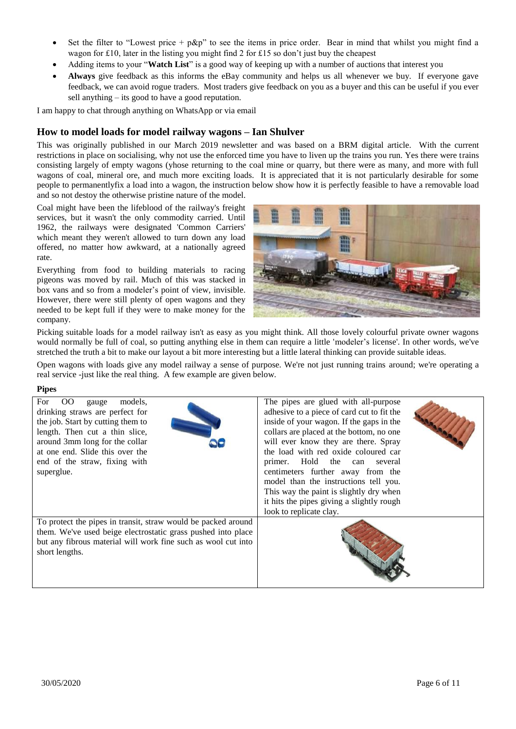- Set the filter to "Lowest price + p&p" to see the items in price order. Bear in mind that whilst you might find a wagon for £10, later in the listing you might find 2 for £15 so don't just buy the cheapest
- Adding items to your "**Watch List**" is a good way of keeping up with a number of auctions that interest you
- **Always** give feedback as this informs the eBay community and helps us all whenever we buy. If everyone gave feedback, we can avoid rogue traders. Most traders give feedback on you as a buyer and this can be useful if you ever sell anything – its good to have a good reputation.

I am happy to chat through anything on WhatsApp or via email

## How to model loads for model railway wagons – Ian Shulver

This was originally published in our March 2019 newsletter and was based on a BRM digital article. With the current restrictions in place on socialising, why not use the enforced time you have to liven up the trains you run. Yes there were trains consisting largely of empty wagons (yhose returning to the coal mine or quarry, but there were as many, and more with full wagons of coal, mineral ore, and much more exciting loads. It is appreciated that it is not particularly desirable for some people to permanentlyfix a load into a wagon, the instruction below show how it is perfectly feasible to have a removable load and so not destoy the otherwise pristine nature of the model.

Coal might have been the lifeblood of the railway's freight services, but it wasn't the only commodity carried. Until 1962, the railways were designated 'Common Carriers' which meant they weren't allowed to turn down any load offered, no matter how awkward, at a nationally agreed rate.

Everything from food to building materials to racing pigeons was moved by rail. Much of this was stacked in box vans and so from a modeler's point of view, invisible. However, there were still plenty of open wagons and they needed to be kept full if they were to make money for the company.

Picking suitable loads for a model railway isn't as easy as you might think. All those lovely colourful private owner wagons would normally be full of coal, so putting anything else in them can require a little 'modeler's license'. In other words, we've stretched the truth a bit to make our layout a bit more interesting but a little lateral thinking can provide suitable ideas.

Open wagons with loads give any model railway a sense of purpose. We're not just running trains around; we're operating a real service -just like the real thing. A few example are given below.

**Pipes**

| | |
|---|---|
| For OO gauge models, drinking straws are perfect for the job. Start by cutting them to length. Then cut a thin slice, around 3mm long for the collar at one end. Slide this over the end of the straw, fixing with superglue. | The pipes are glued with all-purpose adhesive to a piece of card cut to fit the inside of your wagon. If the gaps in the collars are placed at the bottom, no one will ever know they are there. Spray the load with red oxide coloured car primer. Hold the can several centimeters further away from the model than the instructions tell you. This way the paint is slightly dry when it hits the pipes giving a slightly rough look to replicate clay. |
| To protect the pipes in transit, straw would be packed around them. We've used beige electrostatic grass pushed into place but any fibrous material will work fine such as wool cut into short lengths. | |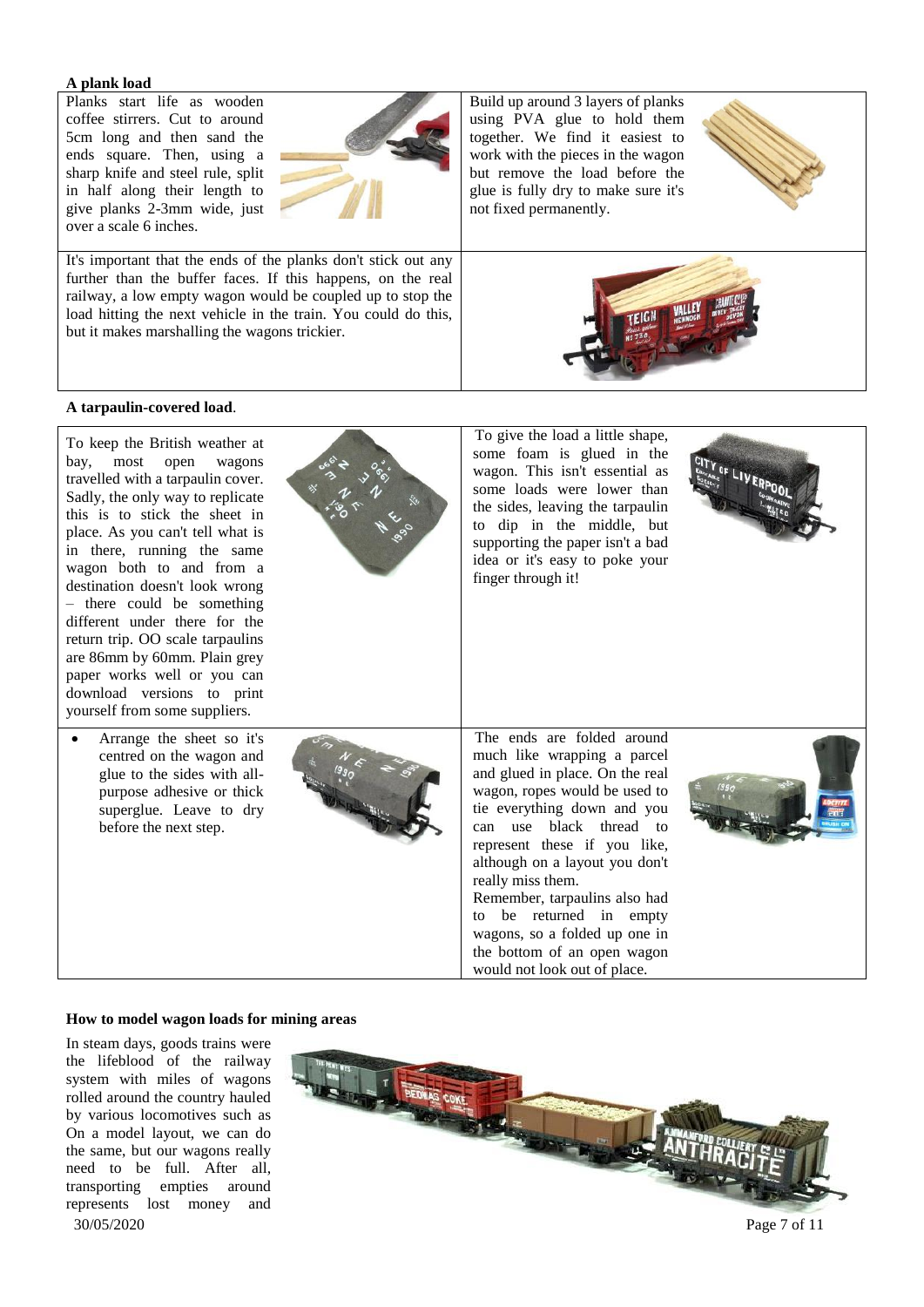**A plank load**

Planks start life as wooden coffee stirrers. Cut to around 5cm long and then sand the ends square. Then, using a sharp knife and steel rule, split in half along their length to give planks 2-3mm wide, just over a scale 6 inches.

Build up around 3 layers of planks using PVA glue to hold them together. We find it easiest to work with the pieces in the wagon but remove the load before the glue is fully dry to make sure it's not fixed permanently.

It's important that the ends of the planks don't stick out any further than the buffer faces. If this happens, on the real railway, a low empty wagon would be coupled up to stop the load hitting the next vehicle in the train. You could do this, but it makes marshalling the wagons trickier.

**A tarpaulin-covered load**.

To keep the British weather at bay, most open wagons travelled with a tarpaulin cover. Sadly, the only way to replicate this is to stick the sheet in place. As you can't tell what is in there, running the same wagon both to and from a destination doesn't look wrong – there could be something different under there for the return trip. OO scale tarpaulins are 86mm by 60mm. Plain grey paper works well or you can download versions to print yourself from some suppliers.

To give the load a little shape, some foam is glued in the wagon. This isn't essential as some loads were lower than the sides, leaving the tarpaulin to dip in the middle, but supporting the paper isn't a bad idea or it's easy to poke your finger through it!

- Arrange the sheet so it's centred on the wagon and glue to the sides with all-purpose adhesive or thick superglue. Leave to dry before the next step.

The ends are folded around much like wrapping a parcel and glued in place. On the real wagon, ropes would be used to tie everything down and you can use black thread to represent these if you like, although on a layout you don't really miss them.
Remember, tarpaulins also had to be returned in empty wagons, so a folded up one in the bottom of an open wagon would not look out of place.

**How to model wagon loads for mining areas**

In steam days, goods trains were the lifeblood of the railway system with miles of wagons rolled around the country hauled by various locomotives such as On a model layout, we can do the same, but our wagons really need to be full. After all, transporting empties around represents lost money and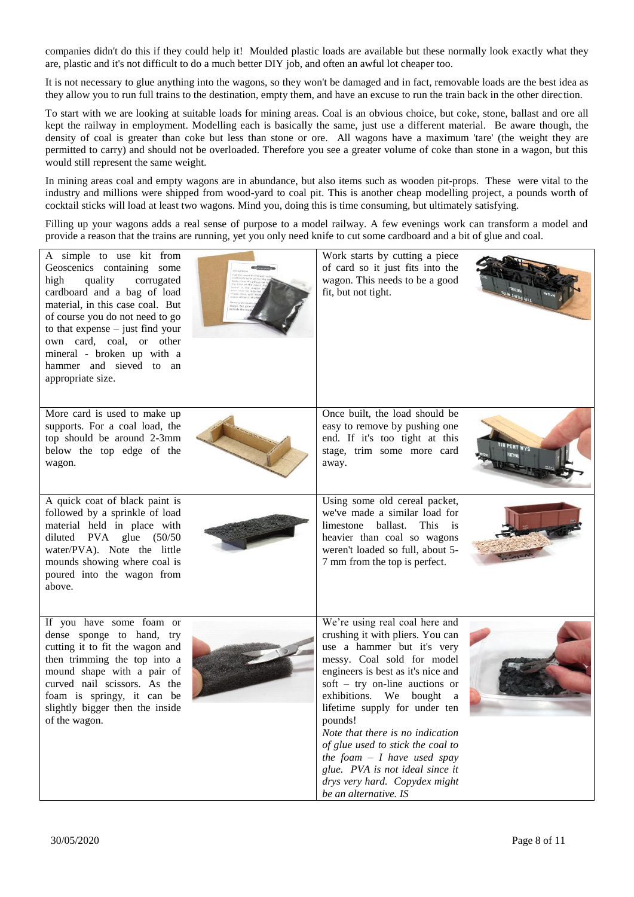companies didn't do this if they could help it! Moulded plastic loads are available but these normally look exactly what they are, plastic and it's not difficult to do a much better DIY job, and often an awful lot cheaper too.

It is not necessary to glue anything into the wagons, so they won't be damaged and in fact, removable loads are the best idea as they allow you to run full trains to the destination, empty them, and have an excuse to run the train back in the other direction.

To start with we are looking at suitable loads for mining areas. Coal is an obvious choice, but coke, stone, ballast and ore all kept the railway in employment. Modelling each is basically the same, just use a different material. Be aware though, the density of coal is greater than coke but less than stone or ore. All wagons have a maximum 'tare' (the weight they are permitted to carry) and should not be overloaded. Therefore you see a greater volume of coke than stone in a wagon, but this would still represent the same weight.

In mining areas coal and empty wagons are in abundance, but also items such as wooden pit-props. These were vital to the industry and millions were shipped from wood-yard to coal pit. This is another cheap modelling project, a pounds worth of cocktail sticks will load at least two wagons. Mind you, doing this is time consuming, but ultimately satisfying.

Filling up your wagons adds a real sense of purpose to a model railway. A few evenings work can transform a model and provide a reason that the trains are running, yet you only need knife to cut some cardboard and a bit of glue and coal.

A simple to use kit from Geoscenics containing some high quality corrugated cardboard and a bag of load material, in this case coal. But of course you do not need to go to that expense – just find your own card, coal, or other mineral - broken up with a hammer and sieved to an appropriate size.

Work starts by cutting a piece of card so it just fits into the wagon. This needs to be a good fit, but not tight.

More card is used to make up supports. For a coal load, the top should be around 2-3mm below the top edge of the wagon.

Once built, the load should be easy to remove by pushing one end. If it's too tight at this stage, trim some more card away.

A quick coat of black paint is followed by a sprinkle of load material held in place with diluted PVA glue (50/50 water/PVA). Note the little mounds showing where coal is poured into the wagon from above.

Using some old cereal packet, we've made a similar load for limestone ballast. This is heavier than coal so wagons weren't loaded so full, about 5-7 mm from the top is perfect.

If you have some foam or dense sponge to hand, try cutting it to fit the wagon and then trimming the top into a mound shape with a pair of curved nail scissors. As the foam is springy, it can be slightly bigger then the inside of the wagon.

We're using real coal here and crushing it with pliers. You can use a hammer but it's very messy. Coal sold for model engineers is best as it's nice and soft – try on-line auctions or exhibitions. We bought a lifetime supply for under ten pounds!

*Note that there is no indication of glue used to stick the coal to the foam – I have used spay glue. PVA is not ideal since it drys very hard. Copydex might be an alternative. IS*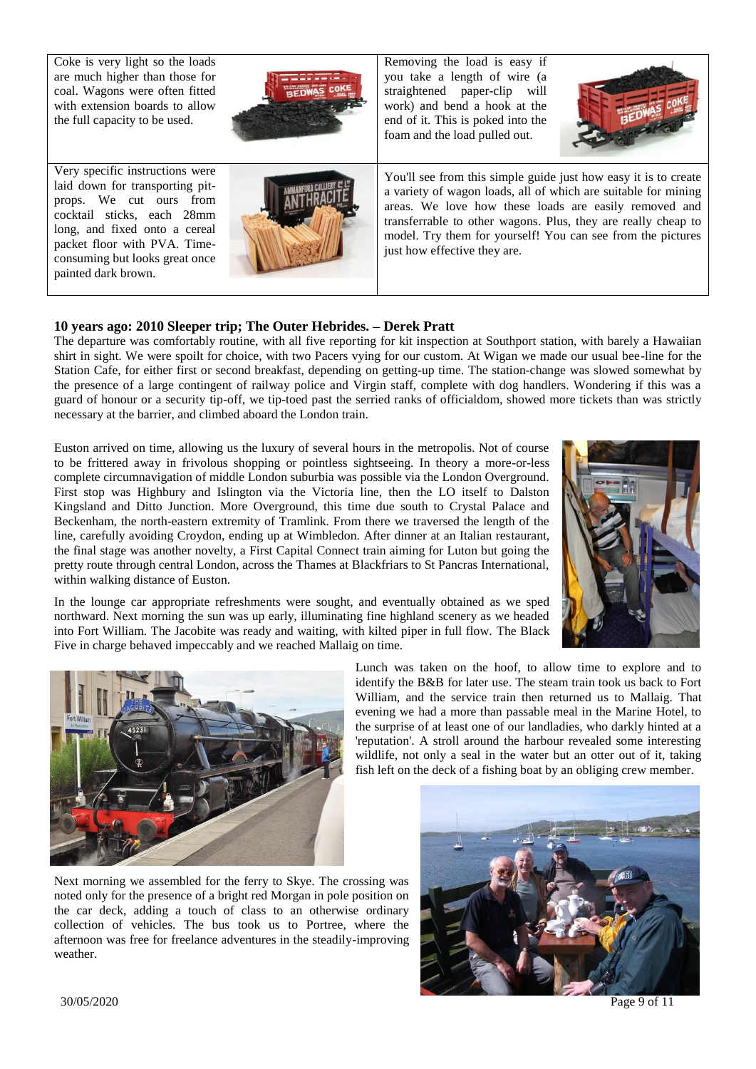Coke is very light so the loads are much higher than those for coal. Wagons were often fitted with extension boards to allow the full capacity to be used.

Removing the load is easy if you take a length of wire (a straightened paper-clip will work) and bend a hook at the end of it. This is poked into the foam and the load pulled out.

Very specific instructions were laid down for transporting pit-props. We cut ours from cocktail sticks, each 28mm long, and fixed onto a cereal packet floor with PVA. Time-consuming but looks great once painted dark brown.

You'll see from this simple guide just how easy it is to create a variety of wagon loads, all of which are suitable for mining areas. We love how these loads are easily removed and transferrable to other wagons. Plus, they are really cheap to model. Try them for yourself! You can see from the pictures just how effective they are.

### 10 years ago: 2010 Sleeper trip; The Outer Hebrides. – Derek Pratt

The departure was comfortably routine, with all five reporting for kit inspection at Southport station, with barely a Hawaiian shirt in sight. We were spoilt for choice, with two Pacers vying for our custom. At Wigan we made our usual bee-line for the Station Cafe, for either first or second breakfast, depending on getting-up time. The station-change was slowed somewhat by the presence of a large contingent of railway police and Virgin staff, complete with dog handlers. Wondering if this was a guard of honour or a security tip-off, we tip-toed past the serried ranks of officialdom, showed more tickets than was strictly necessary at the barrier, and climbed aboard the London train.

Euston arrived on time, allowing us the luxury of several hours in the metropolis. Not of course to be frittered away in frivolous shopping or pointless sightseeing. In theory a more-or-less complete circumnavigation of middle London suburbia was possible via the London Overground. First stop was Highbury and Islington via the Victoria line, then the LO itself to Dalston Kingsland and Ditto Junction. More Overground, this time due south to Crystal Palace and Beckenham, the north-eastern extremity of Tramlink. From there we traversed the length of the line, carefully avoiding Croydon, ending up at Wimbledon. After dinner at an Italian restaurant, the final stage was another novelty, a First Capital Connect train aiming for Luton but going the pretty route through central London, across the Thames at Blackfriars to St Pancras International, within walking distance of Euston.

In the lounge car appropriate refreshments were sought, and eventually obtained as we sped northward. Next morning the sun was up early, illuminating fine highland scenery as we headed into Fort William. The Jacobite was ready and waiting, with kilted piper in full flow. The Black Five in charge behaved impeccably and we reached Mallaig on time.

Lunch was taken on the hoof, to allow time to explore and to identify the B&B for later use. The steam train took us back to Fort William, and the service train then returned us to Mallaig. That evening we had a more than passable meal in the Marine Hotel, to the surprise of at least one of our landladies, who darkly hinted at a 'reputation'. A stroll around the harbour revealed some interesting wildlife, not only a seal in the water but an otter out of it, taking fish left on the deck of a fishing boat by an obliging crew member.

Next morning we assembled for the ferry to Skye. The crossing was noted only for the presence of a bright red Morgan in pole position on the car deck, adding a touch of class to an otherwise ordinary collection of vehicles. The bus took us to Portree, where the afternoon was free for freelance adventures in the steadily-improving weather.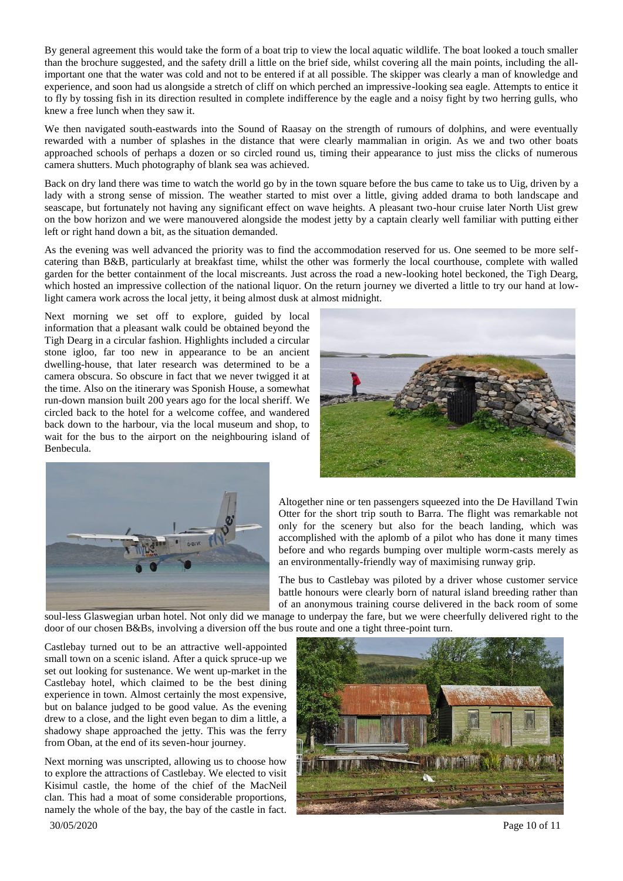By general agreement this would take the form of a boat trip to view the local aquatic wildlife. The boat looked a touch smaller than the brochure suggested, and the safety drill a little on the brief side, whilst covering all the main points, including the all-important one that the water was cold and not to be entered if at all possible. The skipper was clearly a man of knowledge and experience, and soon had us alongside a stretch of cliff on which perched an impressive-looking sea eagle. Attempts to entice it to fly by tossing fish in its direction resulted in complete indifference by the eagle and a noisy fight by two herring gulls, who knew a free lunch when they saw it.

We then navigated south-eastwards into the Sound of Raasay on the strength of rumours of dolphins, and were eventually rewarded with a number of splashes in the distance that were clearly mammalian in origin. As we and two other boats approached schools of perhaps a dozen or so circled round us, timing their appearance to just miss the clicks of numerous camera shutters. Much photography of blank sea was achieved.

Back on dry land there was time to watch the world go by in the town square before the bus came to take us to Uig, driven by a lady with a strong sense of mission. The weather started to mist over a little, giving added drama to both landscape and seascape, but fortunately not having any significant effect on wave heights. A pleasant two-hour cruise later North Uist grew on the bow horizon and we were manouvered alongside the modest jetty by a captain clearly well familiar with putting either left or right hand down a bit, as the situation demanded.

As the evening was well advanced the priority was to find the accommodation reserved for us. One seemed to be more self-catering than B&B, particularly at breakfast time, whilst the other was formerly the local courthouse, complete with walled garden for the better containment of the local miscreants. Just across the road a new-looking hotel beckoned, the Tigh Dearg, which hosted an impressive collection of the national liquor. On the return journey we diverted a little to try our hand at low-light camera work across the local jetty, it being almost dusk at almost midnight.

Next morning we set off to explore, guided by local information that a pleasant walk could be obtained beyond the Tigh Dearg in a circular fashion. Highlights included a circular stone igloo, far too new in appearance to be an ancient dwelling-house, that later research was determined to be a camera obscura. So obscure in fact that we never twigged it at the time. Also on the itinerary was Sponish House, a somewhat run-down mansion built 200 years ago for the local sheriff. We circled back to the hotel for a welcome coffee, and wandered back down to the harbour, via the local museum and shop, to wait for the bus to the airport on the neighbouring island of Benbecula.

Altogether nine or ten passengers squeezed into the De Havilland Twin Otter for the short trip south to Barra. The flight was remarkable not only for the scenery but also for the beach landing, which was accomplished with the aplomb of a pilot who has done it many times before and who regards bumping over multiple worm-casts merely as an environmentally-friendly way of maximising runway grip.

The bus to Castlebay was piloted by a driver whose customer service battle honours were clearly born of natural island breeding rather than of an anonymous training course delivered in the back room of some soul-less Glaswegian urban hotel. Not only did we manage to underpay the fare, but we were cheerfully delivered right to the door of our chosen B&Bs, involving a diversion off the bus route and one a tight three-point turn.

Castlebay turned out to be an attractive well-appointed small town on a scenic island. After a quick spruce-up we set out looking for sustenance. We went up-market in the Castlebay hotel, which claimed to be the best dining experience in town. Almost certainly the most expensive, but on balance judged to be good value. As the evening drew to a close, and the light even began to dim a little, a shadowy shape approached the jetty. This was the ferry from Oban, at the end of its seven-hour journey.

Next morning was unscripted, allowing us to choose how to explore the attractions of Castlebay. We elected to visit Kisimul castle, the home of the chief of the MacNeil clan. This had a moat of some considerable proportions, namely the whole of the bay, the bay of the castle in fact.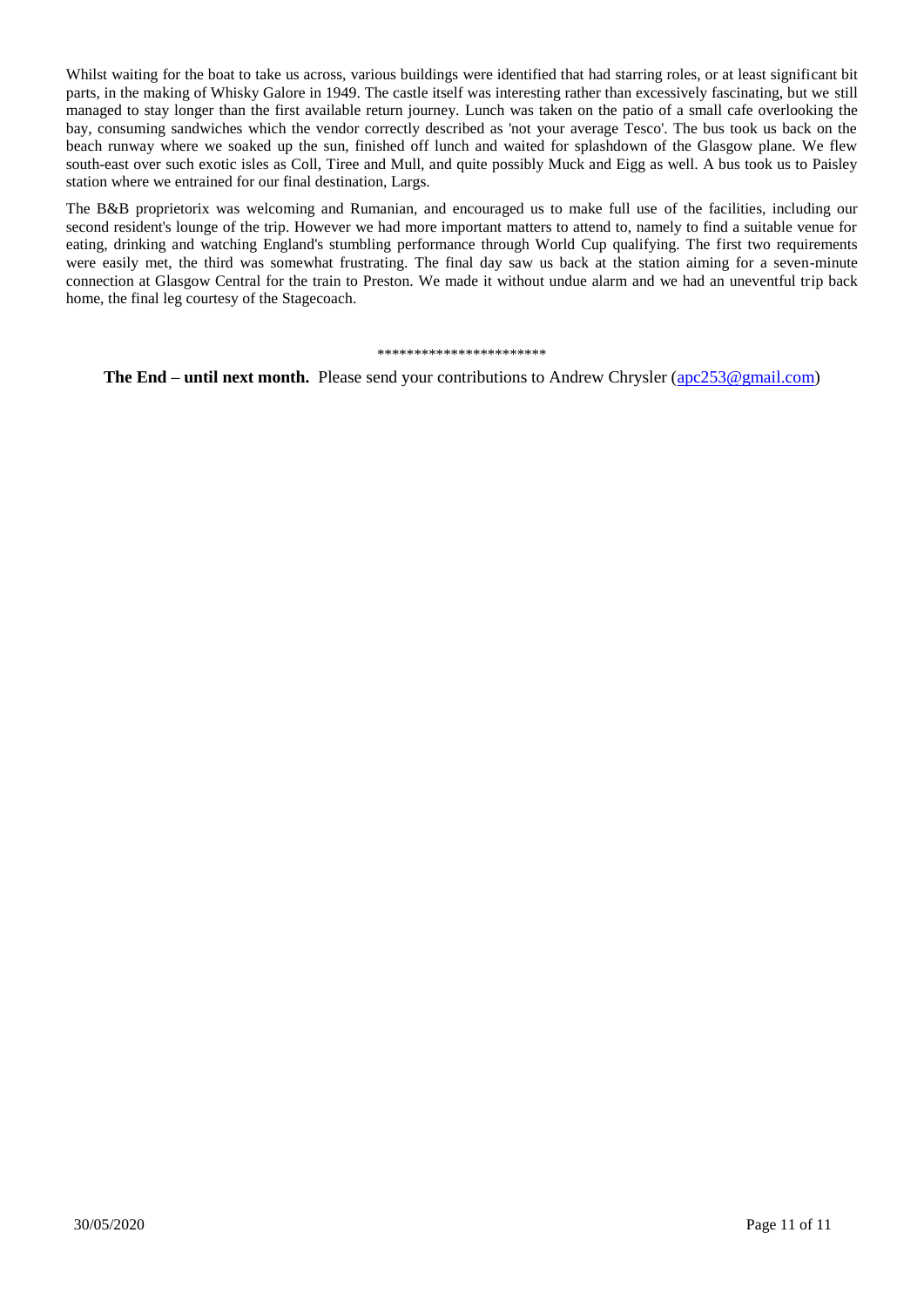Whilst waiting for the boat to take us across, various buildings were identified that had starring roles, or at least significant bit parts, in the making of Whisky Galore in 1949. The castle itself was interesting rather than excessively fascinating, but we still managed to stay longer than the first available return journey. Lunch was taken on the patio of a small cafe overlooking the bay, consuming sandwiches which the vendor correctly described as 'not your average Tesco'. The bus took us back on the beach runway where we soaked up the sun, finished off lunch and waited for splashdown of the Glasgow plane. We flew south-east over such exotic isles as Coll, Tiree and Mull, and quite possibly Muck and Eigg as well. A bus took us to Paisley station where we entrained for our final destination, Largs.

The B&B proprietorix was welcoming and Rumanian, and encouraged us to make full use of the facilities, including our second resident's lounge of the trip. However we had more important matters to attend to, namely to find a suitable venue for eating, drinking and watching England's stumbling performance through World Cup qualifying. The first two requirements were easily met, the third was somewhat frustrating. The final day saw us back at the station aiming for a seven-minute connection at Glasgow Central for the train to Preston. We made it without undue alarm and we had an uneventful trip back home, the final leg courtesy of the Stagecoach.

**********************

**The End – until next month.** Please send your contributions to Andrew Chrysler (apc253@gmail.com)